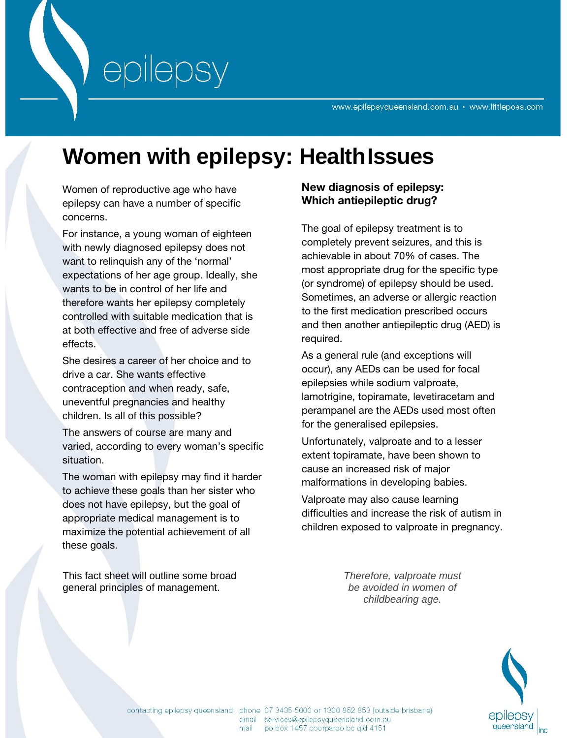# Women with epilepsy: Health Issues

Women of reproductive age who have epilepsy can have a number of specific concerns.

For instance, a young woman of eighteen with newly diagnosed epilepsy does not want to relinquish any of the 'normal' expectations of her age group. Ideally, she wants to be in control of her life and therefore wants her epilepsy completely controlled with suitable medication that is at both effective and free of adverse side effects.

She desires a career of her choice and to drive a car. She wants effective contraception and when ready, safe, uneventful pregnancies and healthy children. Is all of this possible?

The answers of course are many and varied, according to every woman's specific situation.

The woman with epilepsy may find it harder to achieve these goals than her sister who does not have epilepsy, but the goal of appropriate medical management is to maximize the potential achievement of all these goals.

This fact sheet will outline some broad general principles of management.

### New diagnosis of epilepsy: Which antiepileptic drug?

The goal of epilepsy treatment is to completely prevent seizures, and this is achievable in about 70% of cases. The most appropriate drug for the specific type (or syndrome) of epilepsy should be used. Sometimes, an adverse or allergic reaction to the first medication prescribed occurs and then another antiepileptic drug (AED) is required.

As a general rule (and exceptions will occur), any AEDs can be used for focal epilepsies while sodium valproate, lamotrigine, topiramate, levetiracetam and perampanel are the AEDs used most often for the generalised epilepsies.

Unfortunately, valproate and to a lesser extent topiramate, have been shown to cause an increased risk of major malformations in developing babies.

Valproate may also cause learning difficulties and increase the risk of autism in children exposed to valproate in pregnancy.

*Therefore, valproate must be avoided in women of childbearing age.*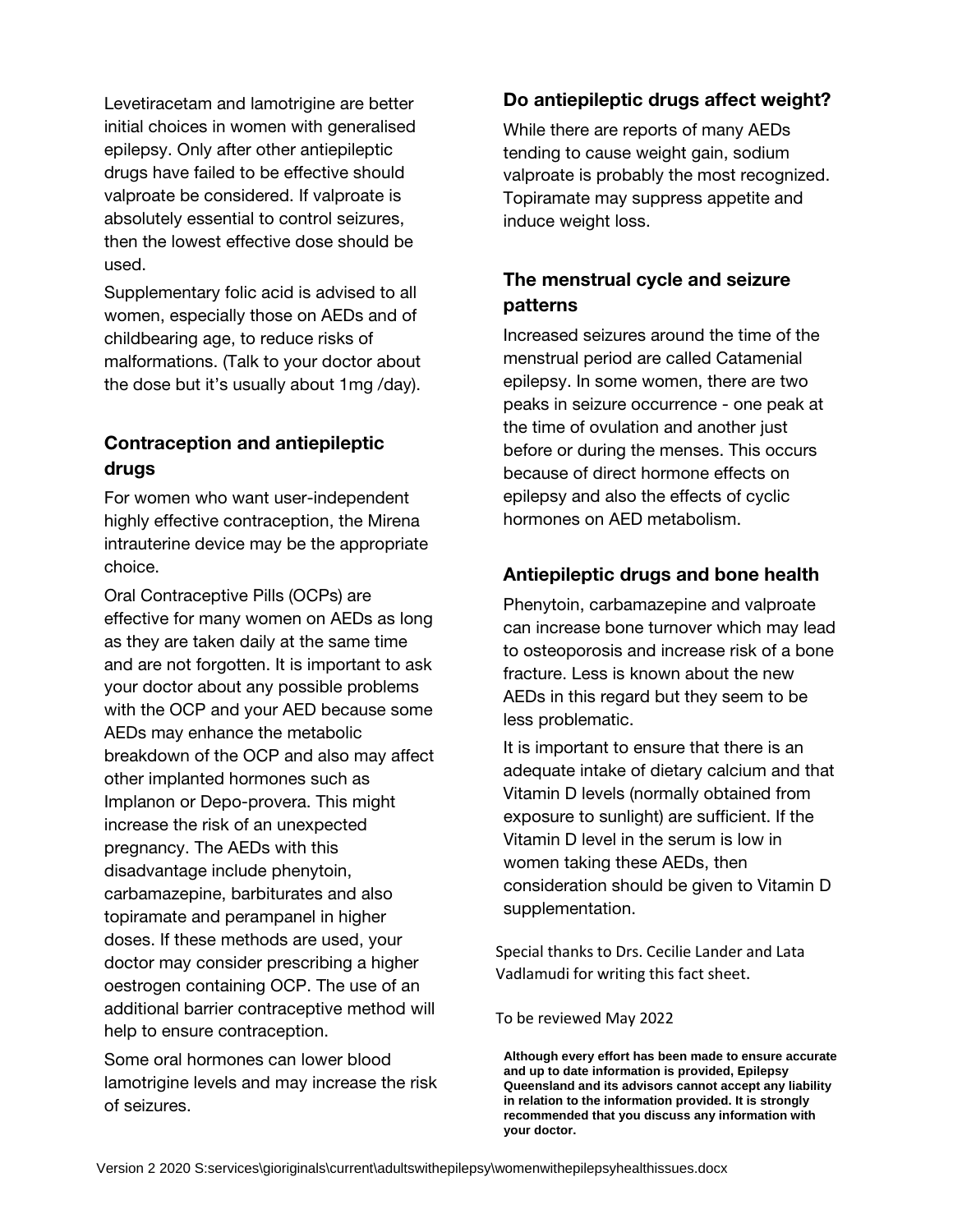Levetiracetam and lamotrigine are better initial choices in women with generalised epilepsy. Only after other antiepileptic drugs have failed to be effective should valproate be considered. If valproate is absolutely essential to control seizures, then the lowest effective dose should be used.

Supplementary folic acid is advised to all women, especially those on AEDs and of childbearing age, to reduce risks of malformations. (Talk to your doctor about the dose but it's usually about 1mg /day).

## Contraception and antiepileptic drugs

For women who want user-independent highly effective contraception, the Mirena intrauterine device may be the appropriate choice.

Oral Contraceptive Pills (OCPs) are effective for many women on AEDs as long as they are taken daily at the same time and are not forgotten. It is important to ask your doctor about any possible problems with the OCP and your AED because some AEDs may enhance the metabolic breakdown of the OCP and also may affect other implanted hormones such as Implanon or Depo-provera. This might increase the risk of an unexpected pregnancy. The AEDs with this disadvantage include phenytoin, carbamazepine, barbiturates and also topiramate and perampanel in higher doses. If these methods are used, your doctor may consider prescribing a higher oestrogen containing OCP. The use of an additional barrier contraceptive method will help to ensure contraception.

Some oral hormones can lower blood lamotrigine levels and may increase the risk of seizures.

## Do antiepileptic drugs affect weight?

While there are reports of many AEDs tending to cause weight gain, sodium valproate is probably the most recognized. Topiramate may suppress appetite and induce weight loss.

## The menstrual cycle and seizure patterns

Increased seizures around the time of the menstrual period are called Catamenial epilepsy. In some women, there are two peaks in seizure occurrence - one peak at the time of ovulation and another just before or during the menses. This occurs because of direct hormone effects on epilepsy and also the effects of cyclic hormones on AED metabolism.

## Antiepileptic drugs and bone health

Phenytoin, carbamazepine and valproate can increase bone turnover which may lead to osteoporosis and increase risk of a bone fracture. Less is known about the new AEDs in this regard but they seem to be less problematic.

It is important to ensure that there is an adequate intake of dietary calcium and that Vitamin D levels (normally obtained from exposure to sunlight) are sufficient. If the Vitamin D level in the serum is low in women taking these AEDs, then consideration should be given to Vitamin D supplementation.

Special thanks to Drs. Cecilie Lander and Lata Vadlamudi for writing this fact sheet.

To be reviewed May 2022

**Although every effort has been made to ensure accurate and up to date information is provided, Epilepsy Queensland and its advisors cannot accept any liability in relation to the information provided. It is strongly recommended that you discuss any information with your doctor.**

Version 2 2020 S:services\gioriginals\current\adultswithepilepsy\womenwithepilepsyhealthissues.docx